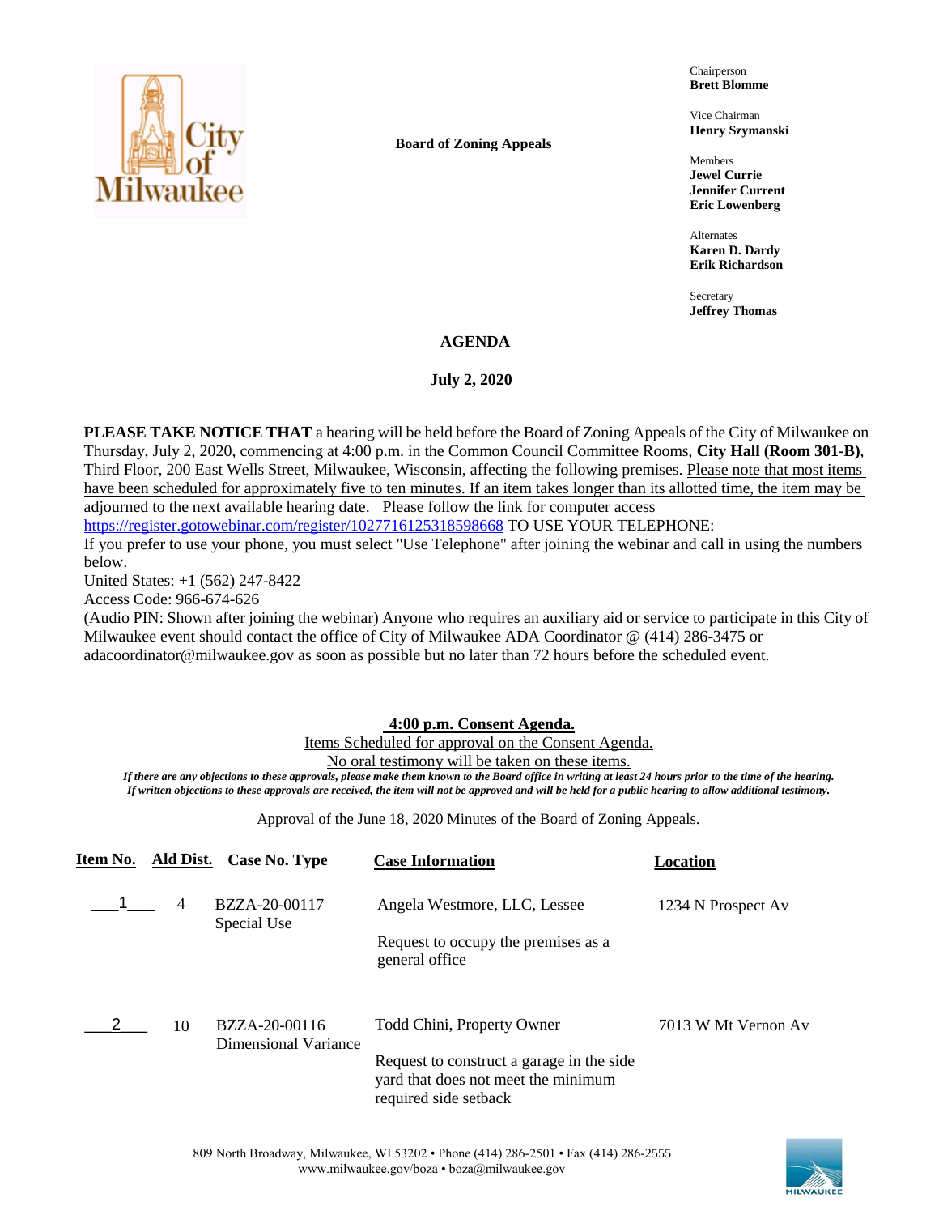**Board of Zoning Appeals**

Chairperson
**Brett Blomme**

Vice Chairman
**Henry Szymanski**

Members
**Jewel Currie**
**Jennifer Current**
**Eric Lowenberg**

Alternates
**Karen D. Dardy**
**Erik Richardson**

Secretary
**Jeffrey Thomas**

# AGENDA

**July 2, 2020**

**PLEASE TAKE NOTICE THAT** a hearing will be held before the Board of Zoning Appeals of the City of Milwaukee on Thursday, July 2, 2020, commencing at 4:00 p.m. in the Common Council Committee Rooms, **City Hall (Room 301-B)**, Third Floor, 200 East Wells Street, Milwaukee, Wisconsin, affecting the following premises. Please note that most items have been scheduled for approximately five to ten minutes. If an item takes longer than its allotted time, the item may be adjourned to the next available hearing date. Please follow the link for computer access https://register.gotowebinar.com/register/1027716125318598668 TO USE YOUR TELEPHONE:
If you prefer to use your phone, you must select "Use Telephone" after joining the webinar and call in using the numbers below.
United States: +1 (562) 247-8422
Access Code: 966-674-626
(Audio PIN: Shown after joining the webinar) Anyone who requires an auxiliary aid or service to participate in this City of Milwaukee event should contact the office of City of Milwaukee ADA Coordinator @ (414) 286-3475 or adacoordinator@milwaukee.gov as soon as possible but no later than 72 hours before the scheduled event.

**4:00 p.m. Consent Agenda.**

Items Scheduled for approval on the Consent Agenda.
No oral testimony will be taken on these items.

*If there are any objections to these approvals, please make them known to the Board office in writing at least 24 hours prior to the time of the hearing. If written objections to these approvals are received, the item will not be approved and will be held for a public hearing to allow additional testimony.*

Approval of the June 18, 2020 Minutes of the Board of Zoning Appeals.

| Item No. | Ald Dist. | Case No. Type | Case Information | Location |
|---|---|---|---|---|
| 1 | 4 | BZZA-20-00117 Special Use | Angela Westmore, LLC, Lessee<br><br>Request to occupy the premises as a general office | 1234 N Prospect Av |
| 2 | 10 | BZZA-20-00116 Dimensional Variance | Todd Chini, Property Owner<br><br>Request to construct a garage in the side yard that does not meet the minimum required side setback | 7013 W Mt Vernon Av |

809 North Broadway, Milwaukee, WI 53202 • Phone (414) 286-2501 • Fax (414) 286-2555
www.milwaukee.gov/boza • boza@milwaukee.gov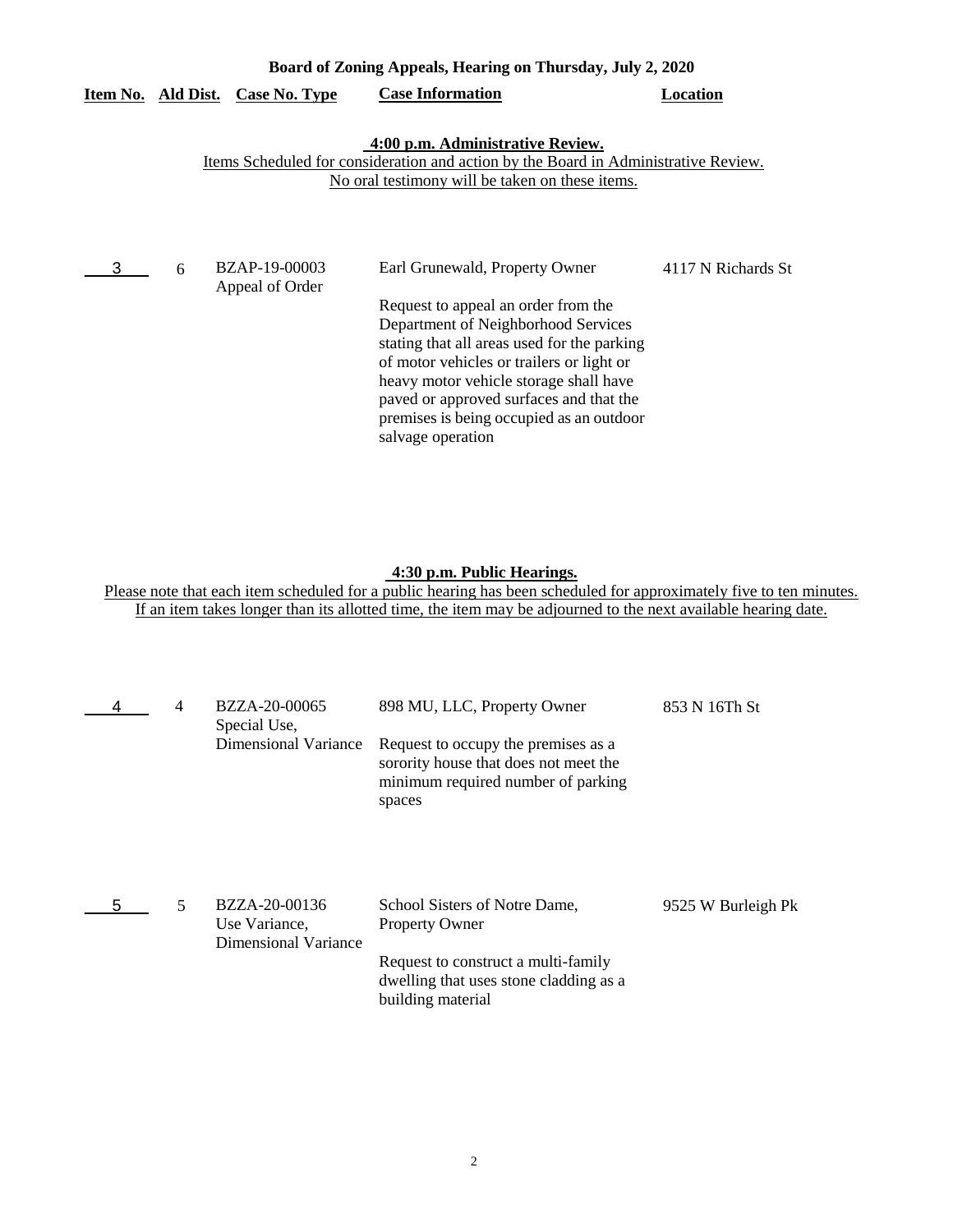**Board of Zoning Appeals, Hearing on Thursday, July 2, 2020**

| Item No. | Ald Dist. | Case No. Type | Case Information | Location |
|---|---|---|---|---|

**4:00 p.m. Administrative Review.**
Items Scheduled for consideration and action by the Board in Administrative Review.
No oral testimony will be taken on these items.

| Item No. | Ald Dist. | Case No. Type | Case Information | Location |
|---|---|---|---|---|
| 3 | 6 | BZAP-19-00003 Appeal of Order | Earl Grunewald, Property Owner<br><br>Request to appeal an order from the Department of Neighborhood Services stating that all areas used for the parking of motor vehicles or trailers or light or heavy motor vehicle storage shall have paved or approved surfaces and that the premises is being occupied as an outdoor salvage operation | 4117 N Richards St |

**4:30 p.m. Public Hearings.**
Please note that each item scheduled for a public hearing has been scheduled for approximately five to ten minutes.
If an item takes longer than its allotted time, the item may be adjourned to the next available hearing date.

| Item No. | Ald Dist. | Case No. Type | Case Information | Location |
|---|---|---|---|---|
| 4 | 4 | BZZA-20-00065 Special Use, Dimensional Variance | 898 MU, LLC, Property Owner<br><br>Request to occupy the premises as a sorority house that does not meet the minimum required number of parking spaces | 853 N 16Th St |
| 5 | 5 | BZZA-20-00136 Use Variance, Dimensional Variance | School Sisters of Notre Dame, Property Owner<br><br>Request to construct a multi-family dwelling that uses stone cladding as a building material | 9525 W Burleigh Pk |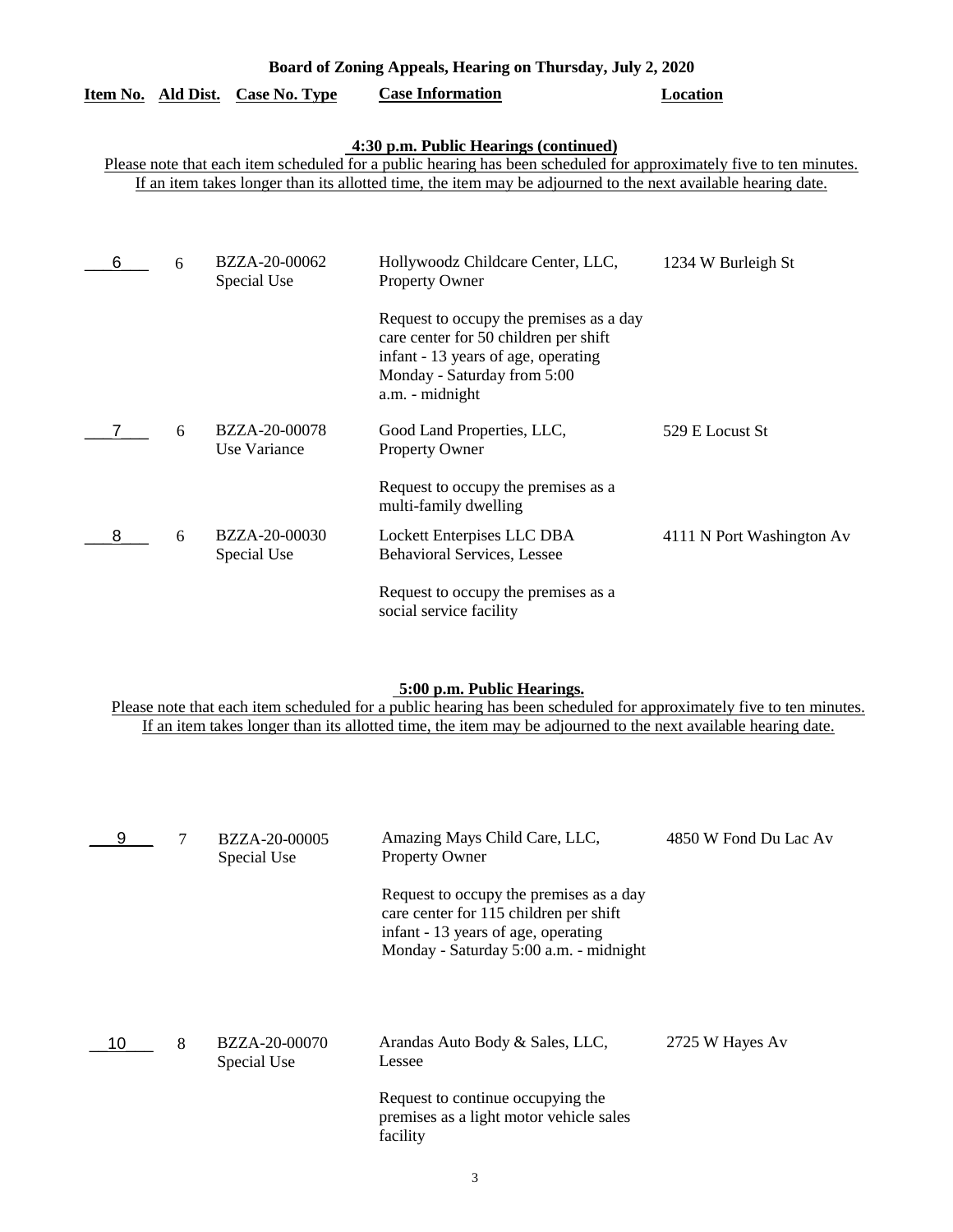**Board of Zoning Appeals, Hearing on Thursday, July 2, 2020**

**4:30 p.m. Public Hearings (continued)**

Please note that each item scheduled for a public hearing has been scheduled for approximately five to ten minutes. If an item takes longer than its allotted time, the item may be adjourned to the next available hearing date.

| Item No. | Ald Dist. | Case No. Type | Case Information | Location |
|---|---|---|---|---|
| 6 | 6 | BZZA-20-00062 Special Use | Hollywoodz Childcare Center, LLC, Property Owner<br><br>Request to occupy the premises as a day care center for 50 children per shift infant - 13 years of age, operating Monday - Saturday from 5:00 a.m. - midnight | 1234 W Burleigh St |
| 7 | 6 | BZZA-20-00078 Use Variance | Good Land Properties, LLC, Property Owner<br><br>Request to occupy the premises as a multi-family dwelling | 529 E Locust St |
| 8 | 6 | BZZA-20-00030 Special Use | Lockett Enterpises LLC DBA Behavioral Services, Lessee<br><br>Request to occupy the premises as a social service facility | 4111 N Port Washington Av |

**5:00 p.m. Public Hearings.**

Please note that each item scheduled for a public hearing has been scheduled for approximately five to ten minutes. If an item takes longer than its allotted time, the item may be adjourned to the next available hearing date.

| Item No. | Ald Dist. | Case No. Type | Case Information | Location |
|---|---|---|---|---|
| 9 | 7 | BZZA-20-00005 Special Use | Amazing Mays Child Care, LLC, Property Owner<br><br>Request to occupy the premises as a day care center for 115 children per shift infant - 13 years of age, operating Monday - Saturday 5:00 a.m. - midnight | 4850 W Fond Du Lac Av |
| 10 | 8 | BZZA-20-00070 Special Use | Arandas Auto Body & Sales, LLC, Lessee<br><br>Request to continue occupying the premises as a light motor vehicle sales facility | 2725 W Hayes Av |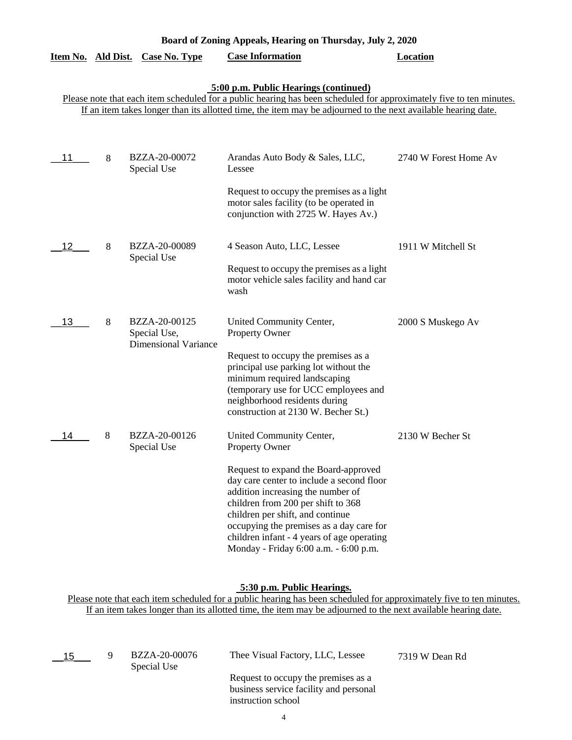**Board of Zoning Appeals, Hearing on Thursday, July 2, 2020**

| Item No. | Ald Dist. | Case No. Type | Case Information | Location |
|---|---|---|---|---|

**5:00 p.m. Public Hearings (continued)**

Please note that each item scheduled for a public hearing has been scheduled for approximately five to ten minutes. If an item takes longer than its allotted time, the item may be adjourned to the next available hearing date.

| Item No. | Ald Dist. | Case No. Type | Case Information | Location |
|---|---|---|---|---|
| 11 | 8 | BZZA-20-00072 Special Use | Arandas Auto Body & Sales, LLC, Lessee<br><br>Request to occupy the premises as a light motor sales facility (to be operated in conjunction with 2725 W. Hayes Av.) | 2740 W Forest Home Av |
| 12 | 8 | BZZA-20-00089 Special Use | 4 Season Auto, LLC, Lessee<br><br>Request to occupy the premises as a light motor vehicle sales facility and hand car wash | 1911 W Mitchell St |
| 13 | 8 | BZZA-20-00125 Special Use, Dimensional Variance | United Community Center, Property Owner<br><br>Request to occupy the premises as a principal use parking lot without the minimum required landscaping (temporary use for UCC employees and neighborhood residents during construction at 2130 W. Becher St.) | 2000 S Muskego Av |
| 14 | 8 | BZZA-20-00126 Special Use | United Community Center, Property Owner<br><br>Request to expand the Board-approved day care center to include a second floor addition increasing the number of children from 200 per shift to 368 children per shift, and continue occupying the premises as a day care for children infant - 4 years of age operating Monday - Friday 6:00 a.m. - 6:00 p.m. | 2130 W Becher St |

**5:30 p.m. Public Hearings.**

Please note that each item scheduled for a public hearing has been scheduled for approximately five to ten minutes. If an item takes longer than its allotted time, the item may be adjourned to the next available hearing date.

| Item No. | Ald Dist. | Case No. Type | Case Information | Location |
|---|---|---|---|---|
| 15 | 9 | BZZA-20-00076 Special Use | Thee Visual Factory, LLC, Lessee<br><br>Request to occupy the premises as a business service facility and personal instruction school | 7319 W Dean Rd |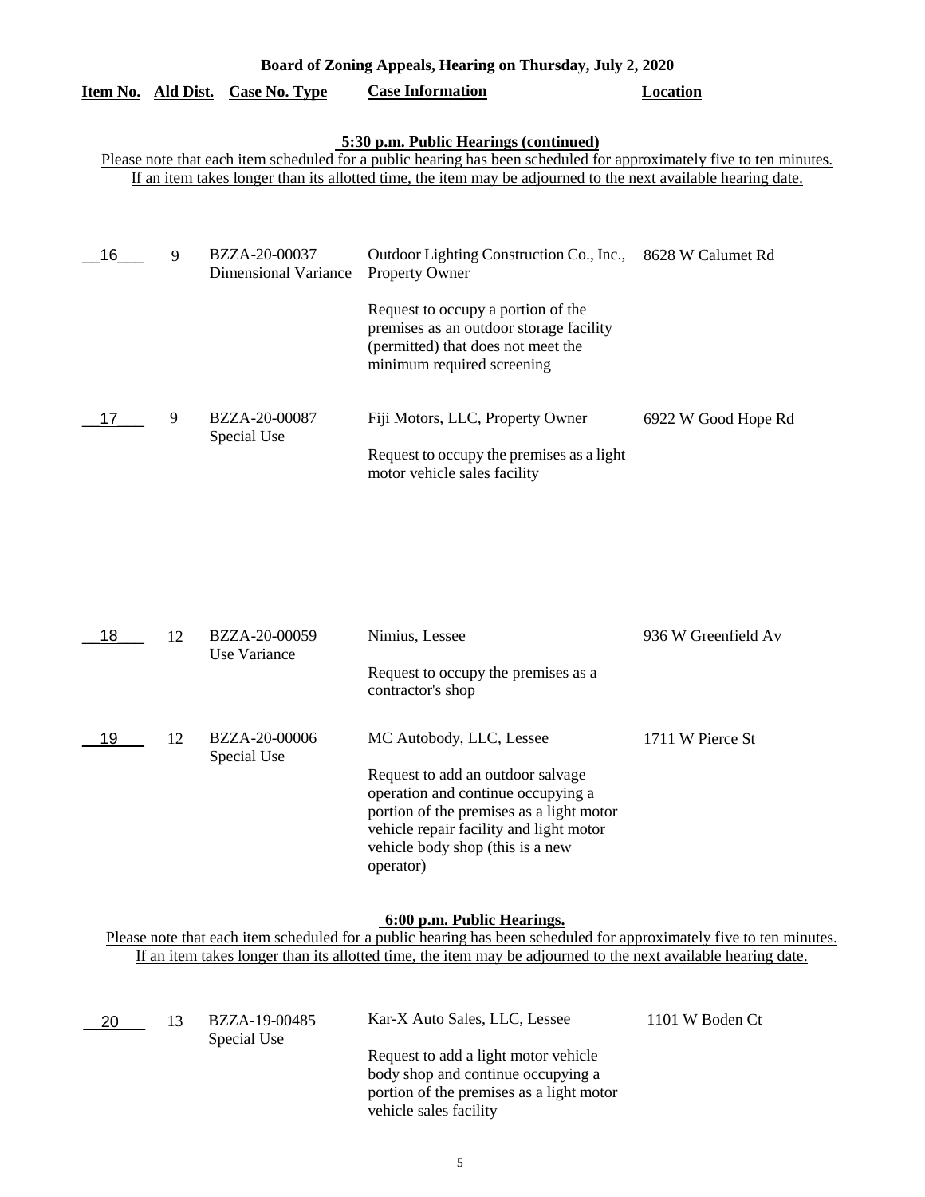**Board of Zoning Appeals, Hearing on Thursday, July 2, 2020**

**5:30 p.m. Public Hearings (continued)**

Please note that each item scheduled for a public hearing has been scheduled for approximately five to ten minutes. If an item takes longer than its allotted time, the item may be adjourned to the next available hearing date.

| Item No. | Ald Dist. | Case No. Type | Case Information | Location |
|---|---|---|---|---|
| 16 | 9 | BZZA-20-00037 Dimensional Variance | Outdoor Lighting Construction Co., Inc., Property Owner<br><br>Request to occupy a portion of the premises as an outdoor storage facility (permitted) that does not meet the minimum required screening | 8628 W Calumet Rd |
| 17 | 9 | BZZA-20-00087 Special Use | Fiji Motors, LLC, Property Owner<br><br>Request to occupy the premises as a light motor vehicle sales facility | 6922 W Good Hope Rd |
| 18 | 12 | BZZA-20-00059 Use Variance | Nimius, Lessee<br><br>Request to occupy the premises as a contractor's shop | 936 W Greenfield Av |
| 19 | 12 | BZZA-20-00006 Special Use | MC Autobody, LLC, Lessee<br><br>Request to add an outdoor salvage operation and continue occupying a portion of the premises as a light motor vehicle repair facility and light motor vehicle body shop (this is a new operator) | 1711 W Pierce St |

**6:00 p.m. Public Hearings.**

Please note that each item scheduled for a public hearing has been scheduled for approximately five to ten minutes. If an item takes longer than its allotted time, the item may be adjourned to the next available hearing date.

| Item No. | Ald Dist. | Case No. Type | Case Information | Location |
|---|---|---|---|---|
| 20 | 13 | BZZA-19-00485 Special Use | Kar-X Auto Sales, LLC, Lessee<br><br>Request to add a light motor vehicle body shop and continue occupying a portion of the premises as a light motor vehicle sales facility | 1101 W Boden Ct |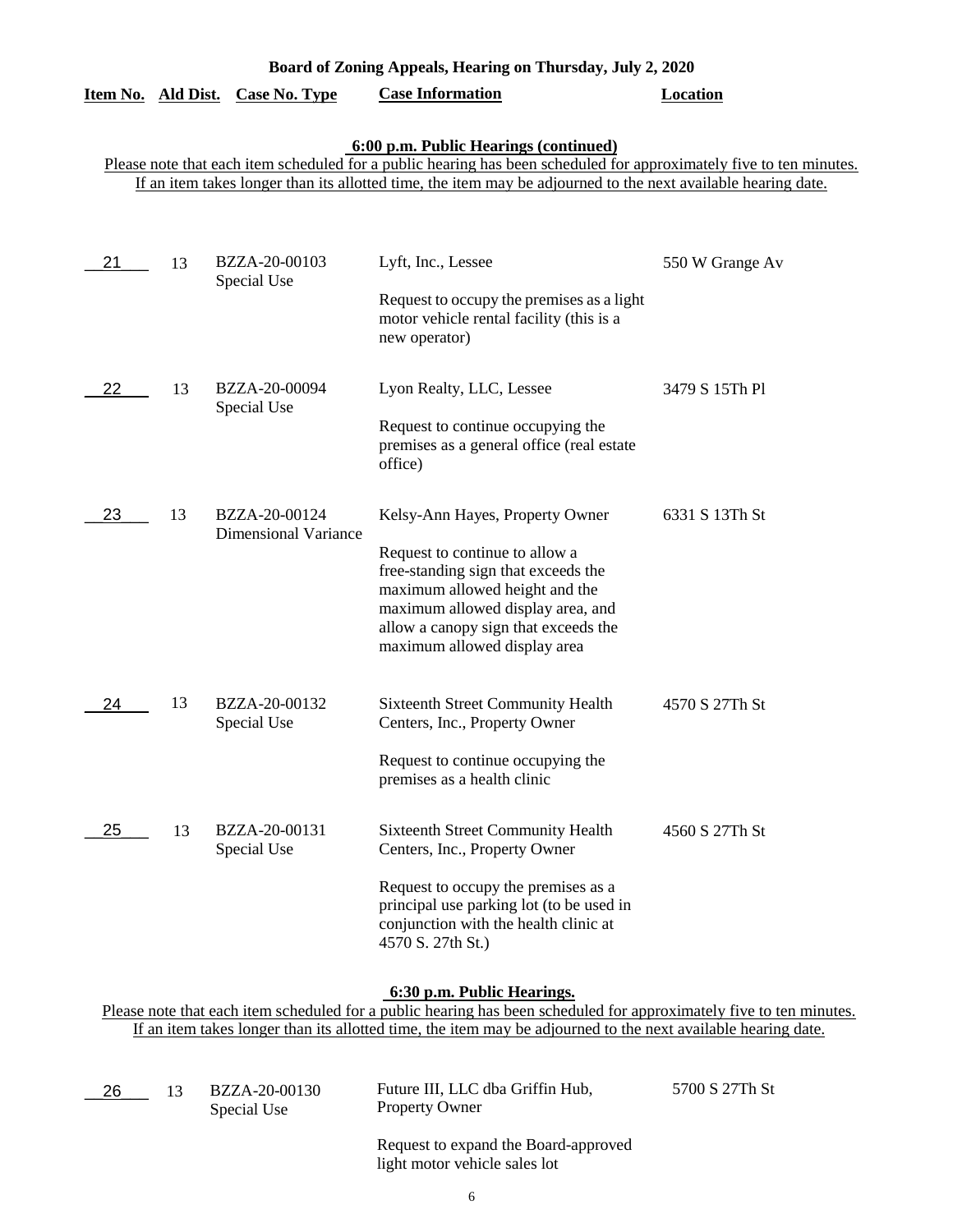**Board of Zoning Appeals, Hearing on Thursday, July 2, 2020**

### 6:00 p.m. Public Hearings (continued)

Please note that each item scheduled for a public hearing has been scheduled for approximately five to ten minutes. If an item takes longer than its allotted time, the item may be adjourned to the next available hearing date.

| Item No. | Ald Dist. | Case No. Type | Case Information | Location |
|---|---|---|---|---|
| 21 | 13 | BZZA-20-00103 Special Use | Lyft, Inc., Lessee<br><br>Request to occupy the premises as a light motor vehicle rental facility (this is a new operator) | 550 W Grange Av |
| 22 | 13 | BZZA-20-00094 Special Use | Lyon Realty, LLC, Lessee<br><br>Request to continue occupying the premises as a general office (real estate office) | 3479 S 15Th Pl |
| 23 | 13 | BZZA-20-00124 Dimensional Variance | Kelsy-Ann Hayes, Property Owner<br><br>Request to continue to allow a free-standing sign that exceeds the maximum allowed height and the maximum allowed display area, and allow a canopy sign that exceeds the maximum allowed display area | 6331 S 13Th St |
| 24 | 13 | BZZA-20-00132 Special Use | Sixteenth Street Community Health Centers, Inc., Property Owner<br><br>Request to continue occupying the premises as a health clinic | 4570 S 27Th St |
| 25 | 13 | BZZA-20-00131 Special Use | Sixteenth Street Community Health Centers, Inc., Property Owner<br><br>Request to occupy the premises as a principal use parking lot (to be used in conjunction with the health clinic at 4570 S. 27th St.) | 4560 S 27Th St |

### 6:30 p.m. Public Hearings.

Please note that each item scheduled for a public hearing has been scheduled for approximately five to ten minutes. If an item takes longer than its allotted time, the item may be adjourned to the next available hearing date.

| Item No. | Ald Dist. | Case No. Type | Case Information | Location |
|---|---|---|---|---|
| 26 | 13 | BZZA-20-00130 Special Use | Future III, LLC dba Griffin Hub, Property Owner<br><br>Request to expand the Board-approved light motor vehicle sales lot | 5700 S 27Th St |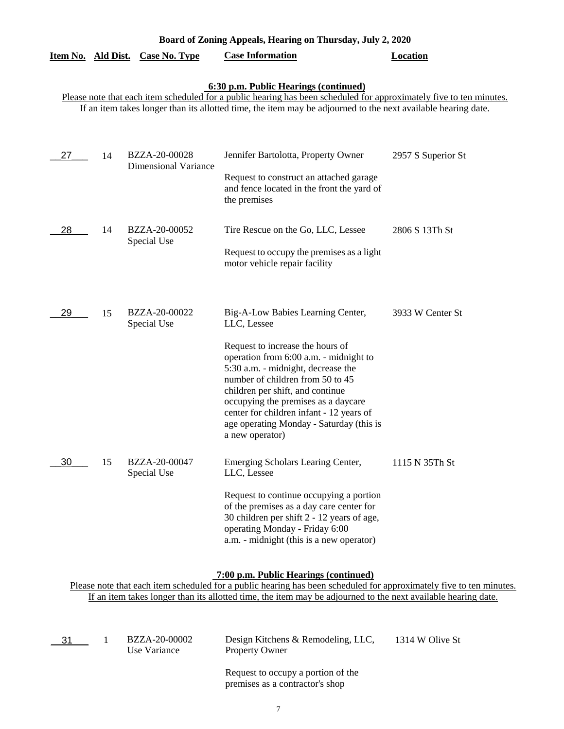**Board of Zoning Appeals, Hearing on Thursday, July 2, 2020**

### 6:30 p.m. Public Hearings (continued)

Please note that each item scheduled for a public hearing has been scheduled for approximately five to ten minutes. If an item takes longer than its allotted time, the item may be adjourned to the next available hearing date.

| Item No. | Ald Dist. | Case No. Type | Case Information | Location |
|---|---|---|---|---|
| 27 | 14 | BZZA-20-00028 Dimensional Variance | Jennifer Bartolotta, Property Owner<br><br>Request to construct an attached garage and fence located in the front the yard of the premises | 2957 S Superior St |
| 28 | 14 | BZZA-20-00052 Special Use | Tire Rescue on the Go, LLC, Lessee<br><br>Request to occupy the premises as a light motor vehicle repair facility | 2806 S 13Th St |
| 29 | 15 | BZZA-20-00022 Special Use | Big-A-Low Babies Learning Center, LLC, Lessee<br><br>Request to increase the hours of operation from 6:00 a.m. - midnight to 5:30 a.m. - midnight, decrease the number of children from 50 to 45 children per shift, and continue occupying the premises as a daycare center for children infant - 12 years of age operating Monday - Saturday (this is a new operator) | 3933 W Center St |
| 30 | 15 | BZZA-20-00047 Special Use | Emerging Scholars Learing Center, LLC, Lessee<br><br>Request to continue occupying a portion of the premises as a day care center for 30 children per shift 2 - 12 years of age, operating Monday - Friday 6:00 a.m. - midnight (this is a new operator) | 1115 N 35Th St |

### 7:00 p.m. Public Hearings (continued)

Please note that each item scheduled for a public hearing has been scheduled for approximately five to ten minutes. If an item takes longer than its allotted time, the item may be adjourned to the next available hearing date.

| Item No. | Ald Dist. | Case No. Type | Case Information | Location |
|---|---|---|---|---|
| 31 | 1 | BZZA-20-00002 Use Variance | Design Kitchens & Remodeling, LLC, Property Owner<br><br>Request to occupy a portion of the premises as a contractor's shop | 1314 W Olive St |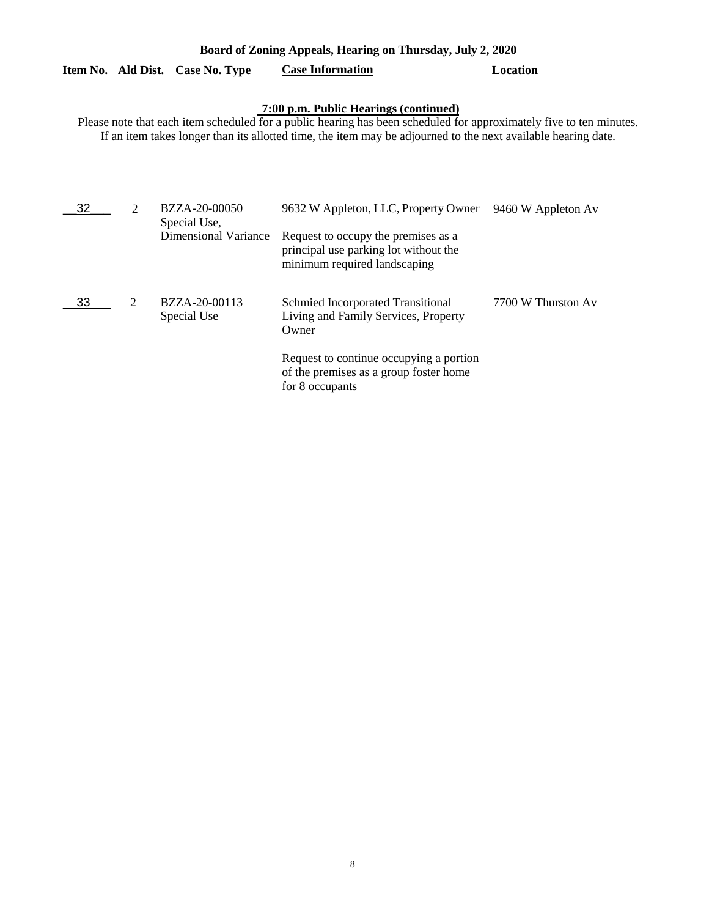**Board of Zoning Appeals, Hearing on Thursday, July 2, 2020**

**7:00 p.m. Public Hearings (continued)**

Please note that each item scheduled for a public hearing has been scheduled for approximately five to ten minutes. If an item takes longer than its allotted time, the item may be adjourned to the next available hearing date.

| Item No. | Ald Dist. | Case No. Type | Case Information | Location |
|---|---|---|---|---|
| 32 | 2 | BZZA-20-00050 Special Use, Dimensional Variance | 9632 W Appleton, LLC, Property Owner<br><br>Request to occupy the premises as a principal use parking lot without the minimum required landscaping | 9460 W Appleton Av |
| 33 | 2 | BZZA-20-00113 Special Use | Schmied Incorporated Transitional Living and Family Services, Property Owner<br><br>Request to continue occupying a portion of the premises as a group foster home for 8 occupants | 7700 W Thurston Av |